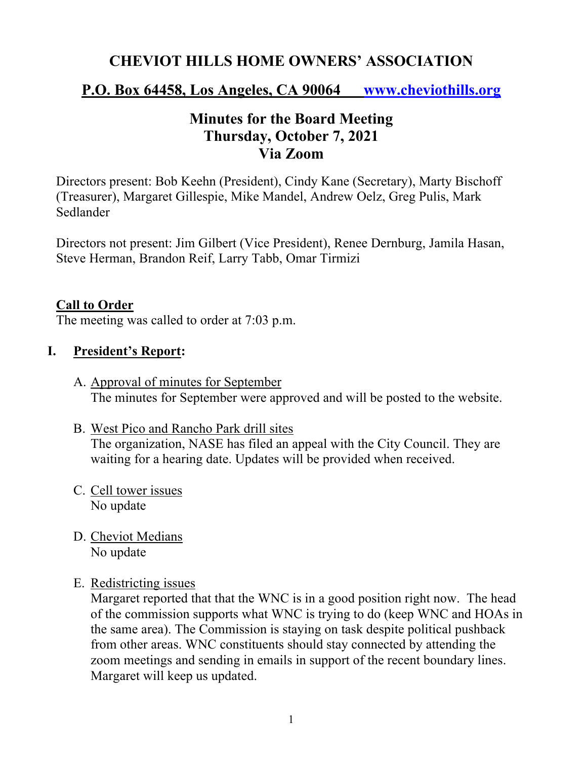# CHEVIOT HILLS HOME OWNERS' ASSOCIATION

## P.O. Box 64458, Los Angeles, CA 90064     www.cheviothills.org

## Minutes for the Board Meeting
## Thursday, October 7, 2021
## Via Zoom

Directors present: Bob Keehn (President), Cindy Kane (Secretary), Marty Bischoff (Treasurer), Margaret Gillespie, Mike Mandel, Andrew Oelz, Greg Pulis, Mark Sedlander

Directors not present: Jim Gilbert (Vice President), Renee Dernburg, Jamila Hasan, Steve Herman, Brandon Reif, Larry Tabb, Omar Tirmizi

### Call to Order

The meeting was called to order at 7:03 p.m.

### I. President's Report:

A. Approval of minutes for September
The minutes for September were approved and will be posted to the website.

B. West Pico and Rancho Park drill sites
The organization, NASE has filed an appeal with the City Council. They are waiting for a hearing date. Updates will be provided when received.

C. Cell tower issues
No update

D. Cheviot Medians
No update

E. Redistricting issues
Margaret reported that that the WNC is in a good position right now. The head of the commission supports what WNC is trying to do (keep WNC and HOAs in the same area). The Commission is staying on task despite political pushback from other areas. WNC constituents should stay connected by attending the zoom meetings and sending in emails in support of the recent boundary lines. Margaret will keep us updated.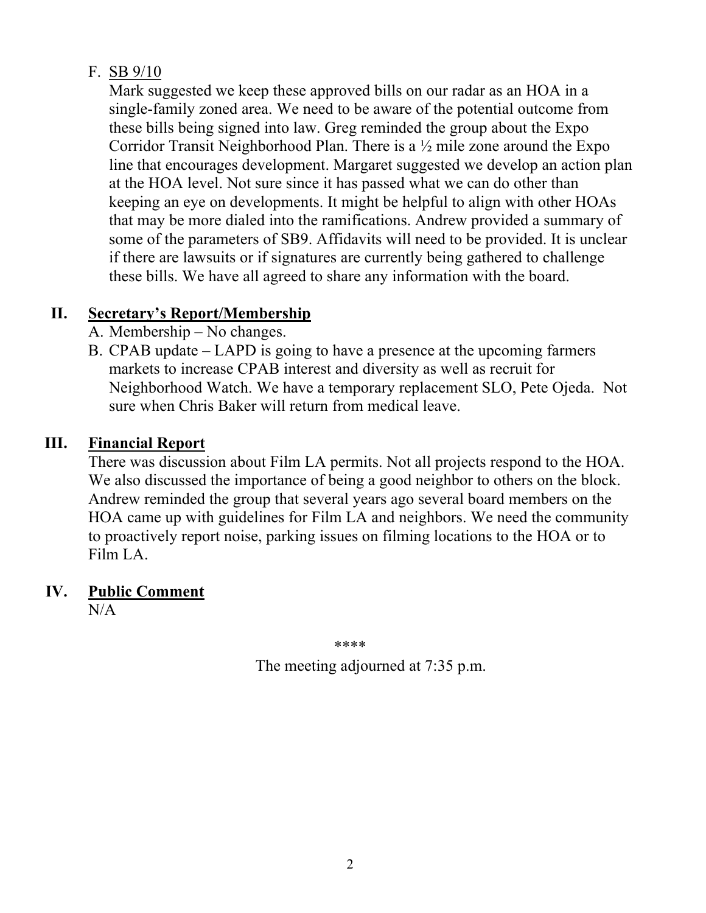F. SB 9/10

   Mark suggested we keep these approved bills on our radar as an HOA in a single-family zoned area. We need to be aware of the potential outcome from these bills being signed into law. Greg reminded the group about the Expo Corridor Transit Neighborhood Plan. There is a ½ mile zone around the Expo line that encourages development. Margaret suggested we develop an action plan at the HOA level. Not sure since it has passed what we can do other than keeping an eye on developments. It might be helpful to align with other HOAs that may be more dialed into the ramifications. Andrew provided a summary of some of the parameters of SB9. Affidavits will need to be provided. It is unclear if there are lawsuits or if signatures are currently being gathered to challenge these bills. We have all agreed to share any information with the board.

## II. Secretary's Report/Membership

A. Membership – No changes.

B. CPAB update – LAPD is going to have a presence at the upcoming farmers markets to increase CPAB interest and diversity as well as recruit for Neighborhood Watch. We have a temporary replacement SLO, Pete Ojeda. Not sure when Chris Baker will return from medical leave.

## III. Financial Report

There was discussion about Film LA permits. Not all projects respond to the HOA. We also discussed the importance of being a good neighbor to others on the block. Andrew reminded the group that several years ago several board members on the HOA came up with guidelines for Film LA and neighbors. We need the community to proactively report noise, parking issues on filming locations to the HOA or to Film LA.

## IV. Public Comment

N/A

\*\*\*\*

The meeting adjourned at 7:35 p.m.